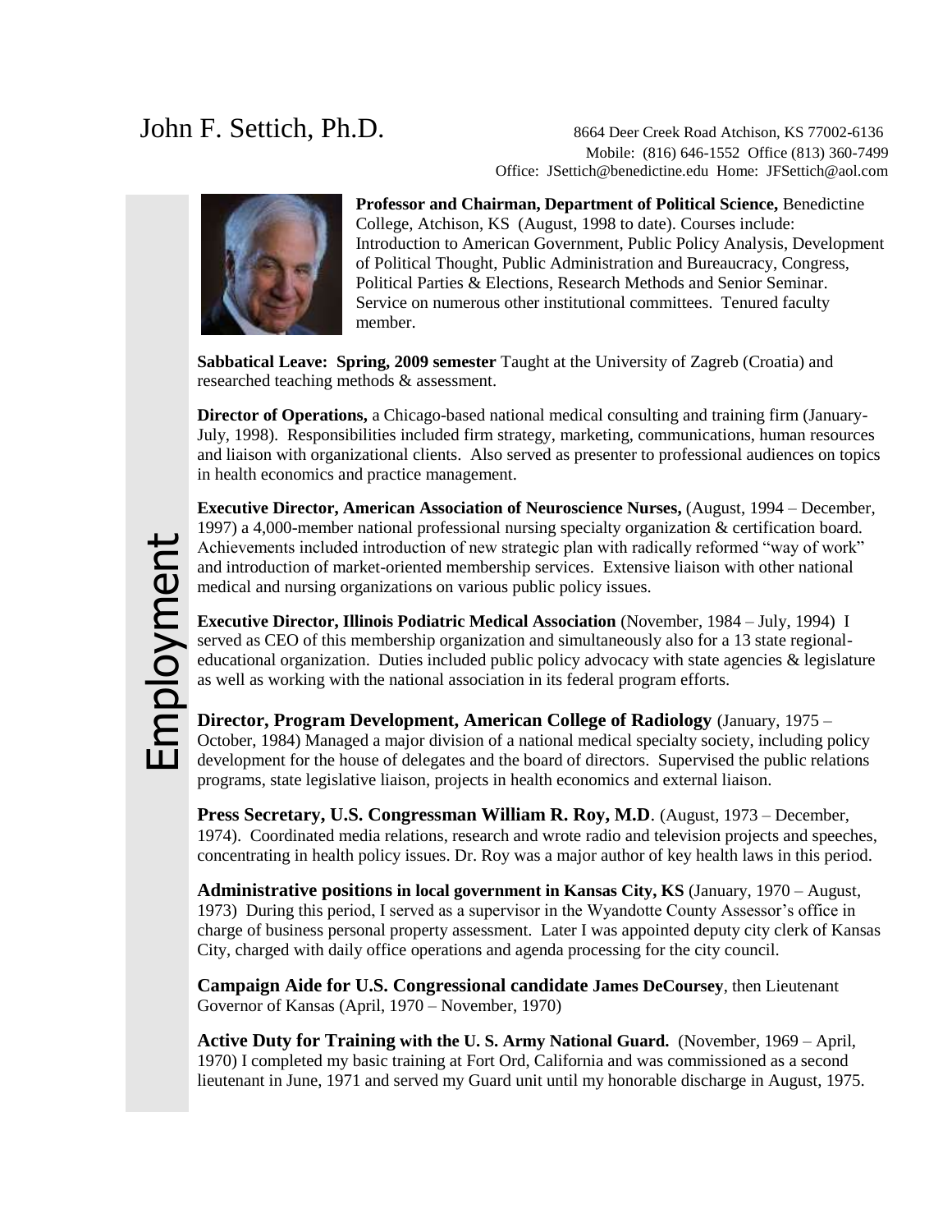# John F. Settich, Ph.D.

8664 Deer Creek Road Atchison, KS 77002-6136
Mobile: (816) 646-1552 Office (813) 360-7499
Office: JSettich@benedictine.edu Home: JFSettich@aol.com

## Employment

**Professor and Chairman, Department of Political Science,** Benedictine College, Atchison, KS (August, 1998 to date). Courses include: Introduction to American Government, Public Policy Analysis, Development of Political Thought, Public Administration and Bureaucracy, Congress, Political Parties & Elections, Research Methods and Senior Seminar. Service on numerous other institutional committees. Tenured faculty member.

**Sabbatical Leave: Spring, 2009 semester** Taught at the University of Zagreb (Croatia) and researched teaching methods & assessment.

**Director of Operations,** a Chicago-based national medical consulting and training firm (January-July, 1998). Responsibilities included firm strategy, marketing, communications, human resources and liaison with organizational clients. Also served as presenter to professional audiences on topics in health economics and practice management.

**Executive Director, American Association of Neuroscience Nurses,** (August, 1994 – December, 1997) a 4,000-member national professional nursing specialty organization & certification board. Achievements included introduction of new strategic plan with radically reformed "way of work" and introduction of market-oriented membership services. Extensive liaison with other national medical and nursing organizations on various public policy issues.

**Executive Director, Illinois Podiatric Medical Association** (November, 1984 – July, 1994) I served as CEO of this membership organization and simultaneously also for a 13 state regional-educational organization. Duties included public policy advocacy with state agencies & legislature as well as working with the national association in its federal program efforts.

**Director, Program Development, American College of Radiology** (January, 1975 – October, 1984) Managed a major division of a national medical specialty society, including policy development for the house of delegates and the board of directors. Supervised the public relations programs, state legislative liaison, projects in health economics and external liaison.

**Press Secretary, U.S. Congressman William R. Roy, M.D**. (August, 1973 – December, 1974). Coordinated media relations, research and wrote radio and television projects and speeches, concentrating in health policy issues. Dr. Roy was a major author of key health laws in this period.

**Administrative positions in local government in Kansas City, KS** (January, 1970 – August, 1973) During this period, I served as a supervisor in the Wyandotte County Assessor's office in charge of business personal property assessment. Later I was appointed deputy city clerk of Kansas City, charged with daily office operations and agenda processing for the city council.

**Campaign Aide for U.S. Congressional candidate James DeCoursey**, then Lieutenant Governor of Kansas (April, 1970 – November, 1970)

**Active Duty for Training with the U. S. Army National Guard.** (November, 1969 – April, 1970) I completed my basic training at Fort Ord, California and was commissioned as a second lieutenant in June, 1971 and served my Guard unit until my honorable discharge in August, 1975.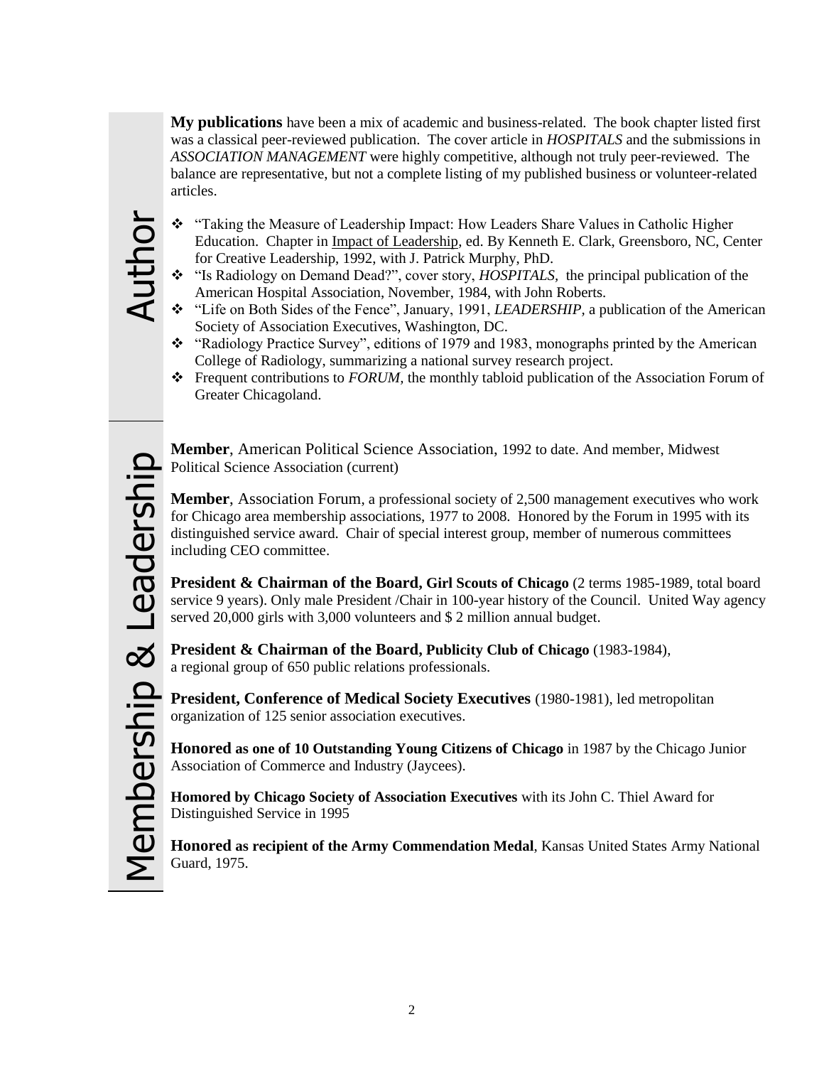## Author

**My publications** have been a mix of academic and business-related. The book chapter listed first was a classical peer-reviewed publication. The cover article in *HOSPITALS* and the submissions in *ASSOCIATION MANAGEMENT* were highly competitive, although not truly peer-reviewed. The balance are representative, but not a complete listing of my published business or volunteer-related articles.

- "Taking the Measure of Leadership Impact: How Leaders Share Values in Catholic Higher Education. Chapter in Impact of Leadership, ed. By Kenneth E. Clark, Greensboro, NC, Center for Creative Leadership, 1992, with J. Patrick Murphy, PhD.
- "Is Radiology on Demand Dead?", cover story, *HOSPITALS*, the principal publication of the American Hospital Association, November, 1984, with John Roberts.
- "Life on Both Sides of the Fence", January, 1991, *LEADERSHIP*, a publication of the American Society of Association Executives, Washington, DC.
- "Radiology Practice Survey", editions of 1979 and 1983, monographs printed by the American College of Radiology, summarizing a national survey research project.
- Frequent contributions to *FORUM,* the monthly tabloid publication of the Association Forum of Greater Chicagoland.

## Membership & Leadership

**Member**, American Political Science Association, 1992 to date. And member, Midwest Political Science Association (current)

**Member**, Association Forum, a professional society of 2,500 management executives who work for Chicago area membership associations, 1977 to 2008. Honored by the Forum in 1995 with its distinguished service award. Chair of special interest group, member of numerous committees including CEO committee.

**President & Chairman of the Board, Girl Scouts of Chicago** (2 terms 1985-1989, total board service 9 years). Only male President /Chair in 100-year history of the Council. United Way agency served 20,000 girls with 3,000 volunteers and $ 2 million annual budget.

**President & Chairman of the Board, Publicity Club of Chicago** (1983-1984), a regional group of 650 public relations professionals.

**President, Conference of Medical Society Executives** (1980-1981), led metropolitan organization of 125 senior association executives.

**Honored as one of 10 Outstanding Young Citizens of Chicago** in 1987 by the Chicago Junior Association of Commerce and Industry (Jaycees).

**Homored by Chicago Society of Association Executives** with its John C. Thiel Award for Distinguished Service in 1995

**Honored as recipient of the Army Commendation Medal**, Kansas United States Army National Guard, 1975.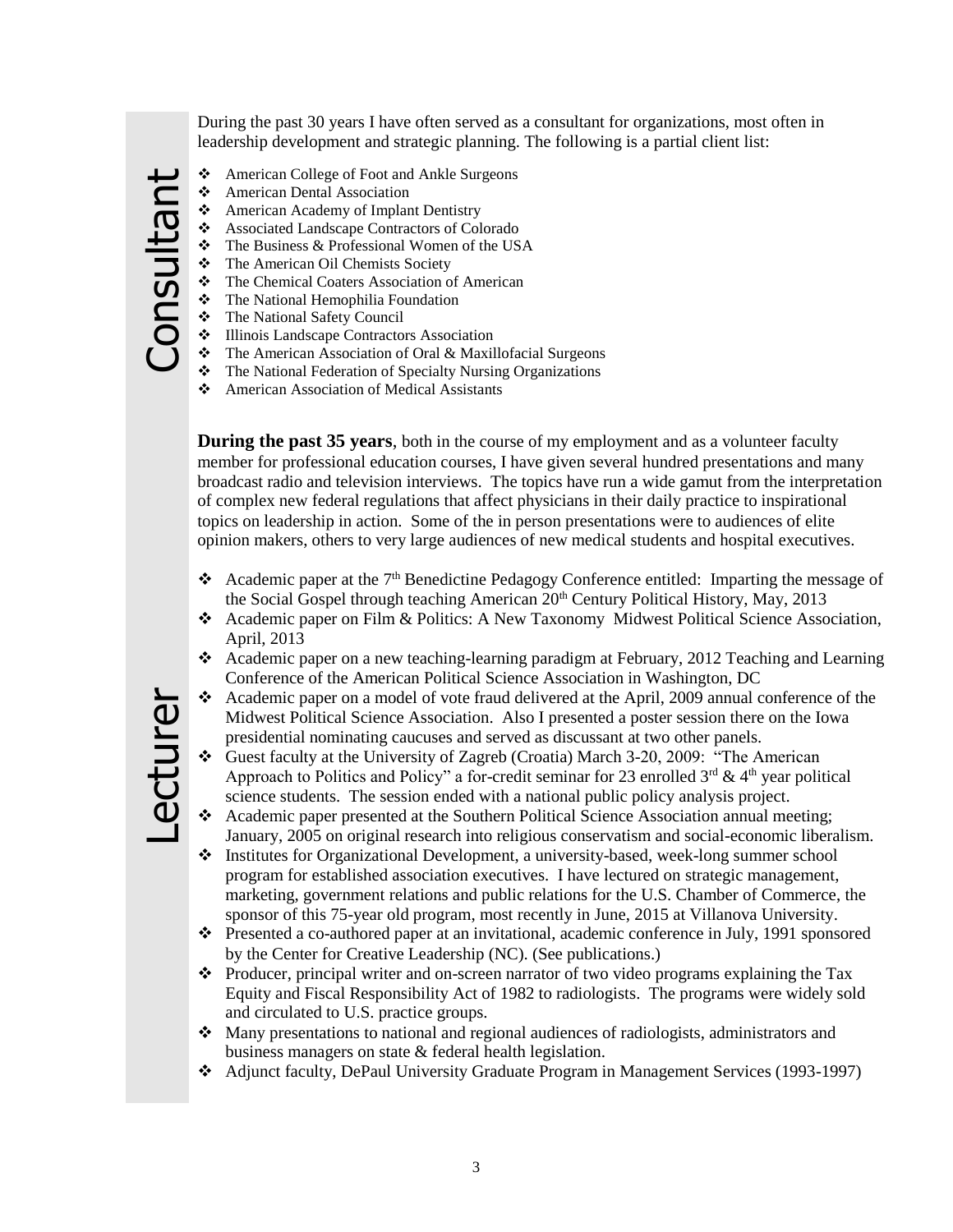## Consultant

During the past 30 years I have often served as a consultant for organizations, most often in leadership development and strategic planning. The following is a partial client list:

- American College of Foot and Ankle Surgeons
- American Dental Association
- American Academy of Implant Dentistry
- Associated Landscape Contractors of Colorado
- The Business & Professional Women of the USA
- The American Oil Chemists Society
- The Chemical Coaters Association of American
- The National Hemophilia Foundation
- The National Safety Council
- Illinois Landscape Contractors Association
- The American Association of Oral & Maxillofacial Surgeons
- The National Federation of Specialty Nursing Organizations
- American Association of Medical Assistants

## Lecturer

**During the past 35 years**, both in the course of my employment and as a volunteer faculty member for professional education courses, I have given several hundred presentations and many broadcast radio and television interviews. The topics have run a wide gamut from the interpretation of complex new federal regulations that affect physicians in their daily practice to inspirational topics on leadership in action. Some of the in person presentations were to audiences of elite opinion makers, others to very large audiences of new medical students and hospital executives.

- Academic paper at the 7th Benedictine Pedagogy Conference entitled: Imparting the message of the Social Gospel through teaching American 20th Century Political History, May, 2013
- Academic paper on Film & Politics: A New Taxonomy Midwest Political Science Association, April, 2013
- Academic paper on a new teaching-learning paradigm at February, 2012 Teaching and Learning Conference of the American Political Science Association in Washington, DC
- Academic paper on a model of vote fraud delivered at the April, 2009 annual conference of the Midwest Political Science Association. Also I presented a poster session there on the Iowa presidential nominating caucuses and served as discussant at two other panels.
- Guest faculty at the University of Zagreb (Croatia) March 3-20, 2009: "The American Approach to Politics and Policy" a for-credit seminar for 23 enrolled 3rd & 4th year political science students. The session ended with a national public policy analysis project.
- Academic paper presented at the Southern Political Science Association annual meeting; January, 2005 on original research into religious conservatism and social-economic liberalism.
- Institutes for Organizational Development, a university-based, week-long summer school program for established association executives. I have lectured on strategic management, marketing, government relations and public relations for the U.S. Chamber of Commerce, the sponsor of this 75-year old program, most recently in June, 2015 at Villanova University.
- Presented a co-authored paper at an invitational, academic conference in July, 1991 sponsored by the Center for Creative Leadership (NC). (See publications.)
- Producer, principal writer and on-screen narrator of two video programs explaining the Tax Equity and Fiscal Responsibility Act of 1982 to radiologists. The programs were widely sold and circulated to U.S. practice groups.
- Many presentations to national and regional audiences of radiologists, administrators and business managers on state & federal health legislation.
- Adjunct faculty, DePaul University Graduate Program in Management Services (1993-1997)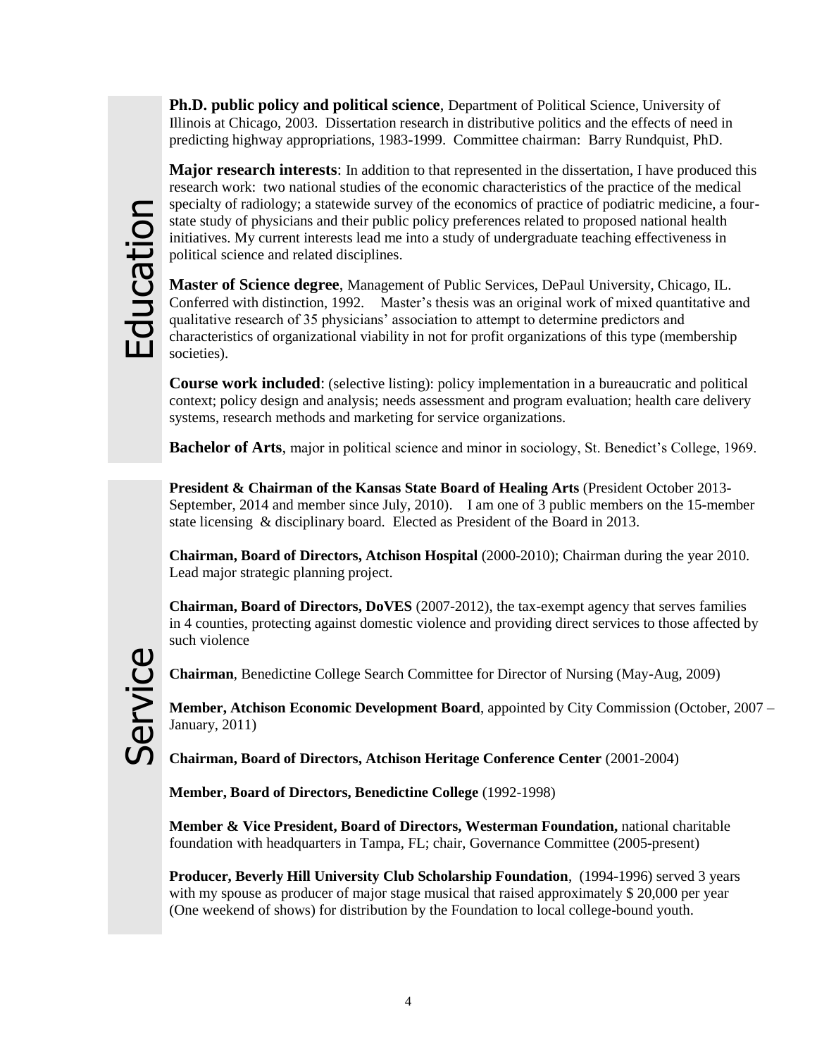## Education

**Ph.D. public policy and political science**, Department of Political Science, University of Illinois at Chicago, 2003. Dissertation research in distributive politics and the effects of need in predicting highway appropriations, 1983-1999. Committee chairman: Barry Rundquist, PhD.

**Major research interests**: In addition to that represented in the dissertation, I have produced this research work: two national studies of the economic characteristics of the practice of the medical specialty of radiology; a statewide survey of the economics of practice of podiatric medicine, a four-state study of physicians and their public policy preferences related to proposed national health initiatives. My current interests lead me into a study of undergraduate teaching effectiveness in political science and related disciplines.

**Master of Science degree**, Management of Public Services, DePaul University, Chicago, IL. Conferred with distinction, 1992. Master's thesis was an original work of mixed quantitative and qualitative research of 35 physicians' association to attempt to determine predictors and characteristics of organizational viability in not for profit organizations of this type (membership societies).

**Course work included**: (selective listing): policy implementation in a bureaucratic and political context; policy design and analysis; needs assessment and program evaluation; health care delivery systems, research methods and marketing for service organizations.

**Bachelor of Arts**, major in political science and minor in sociology, St. Benedict's College, 1969.

## Service

**President & Chairman of the Kansas State Board of Healing Arts** (President October 2013-September, 2014 and member since July, 2010). I am one of 3 public members on the 15-member state licensing & disciplinary board. Elected as President of the Board in 2013.

**Chairman, Board of Directors, Atchison Hospital** (2000-2010); Chairman during the year 2010. Lead major strategic planning project.

**Chairman, Board of Directors, DoVES** (2007-2012), the tax-exempt agency that serves families in 4 counties, protecting against domestic violence and providing direct services to those affected by such violence

**Chairman**, Benedictine College Search Committee for Director of Nursing (May-Aug, 2009)

**Member, Atchison Economic Development Board**, appointed by City Commission (October, 2007 – January, 2011)

**Chairman, Board of Directors, Atchison Heritage Conference Center** (2001-2004)

**Member, Board of Directors, Benedictine College** (1992-1998)

**Member & Vice President, Board of Directors, Westerman Foundation,** national charitable foundation with headquarters in Tampa, FL; chair, Governance Committee (2005-present)

**Producer, Beverly Hill University Club Scholarship Foundation**, (1994-1996) served 3 years with my spouse as producer of major stage musical that raised approximately $ 20,000 per year (One weekend of shows) for distribution by the Foundation to local college-bound youth.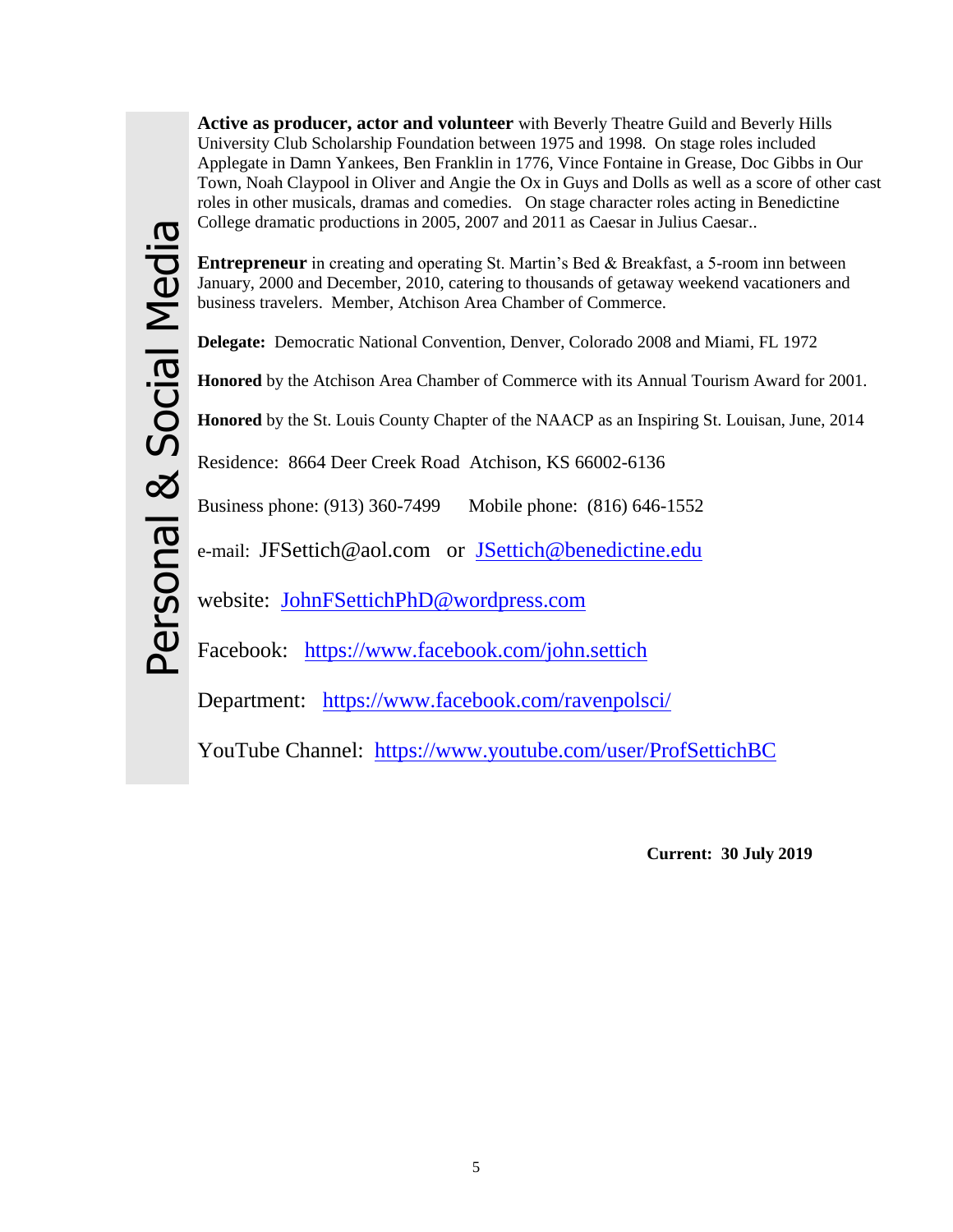## Personal & Social Media

**Active as producer, actor and volunteer** with Beverly Theatre Guild and Beverly Hills University Club Scholarship Foundation between 1975 and 1998. On stage roles included Applegate in Damn Yankees, Ben Franklin in 1776, Vince Fontaine in Grease, Doc Gibbs in Our Town, Noah Claypool in Oliver and Angie the Ox in Guys and Dolls as well as a score of other cast roles in other musicals, dramas and comedies. On stage character roles acting in Benedictine College dramatic productions in 2005, 2007 and 2011 as Caesar in Julius Caesar..

**Entrepreneur** in creating and operating St. Martin's Bed & Breakfast, a 5-room inn between January, 2000 and December, 2010, catering to thousands of getaway weekend vacationers and business travelers. Member, Atchison Area Chamber of Commerce.

**Delegate:** Democratic National Convention, Denver, Colorado 2008 and Miami, FL 1972

**Honored** by the Atchison Area Chamber of Commerce with its Annual Tourism Award for 2001.

**Honored** by the St. Louis County Chapter of the NAACP as an Inspiring St. Louisan, June, 2014

Residence: 8664 Deer Creek Road Atchison, KS 66002-6136

Business phone: (913) 360-7499 Mobile phone: (816) 646-1552

e-mail: JFSettich@aol.com or JSettich@benedictine.edu

website: JohnFSettichPhD@wordpress.com

Facebook: https://www.facebook.com/john.settich

Department: https://www.facebook.com/ravenpolsci/

YouTube Channel: https://www.youtube.com/user/ProfSettichBC

**Current: 30 July 2019**